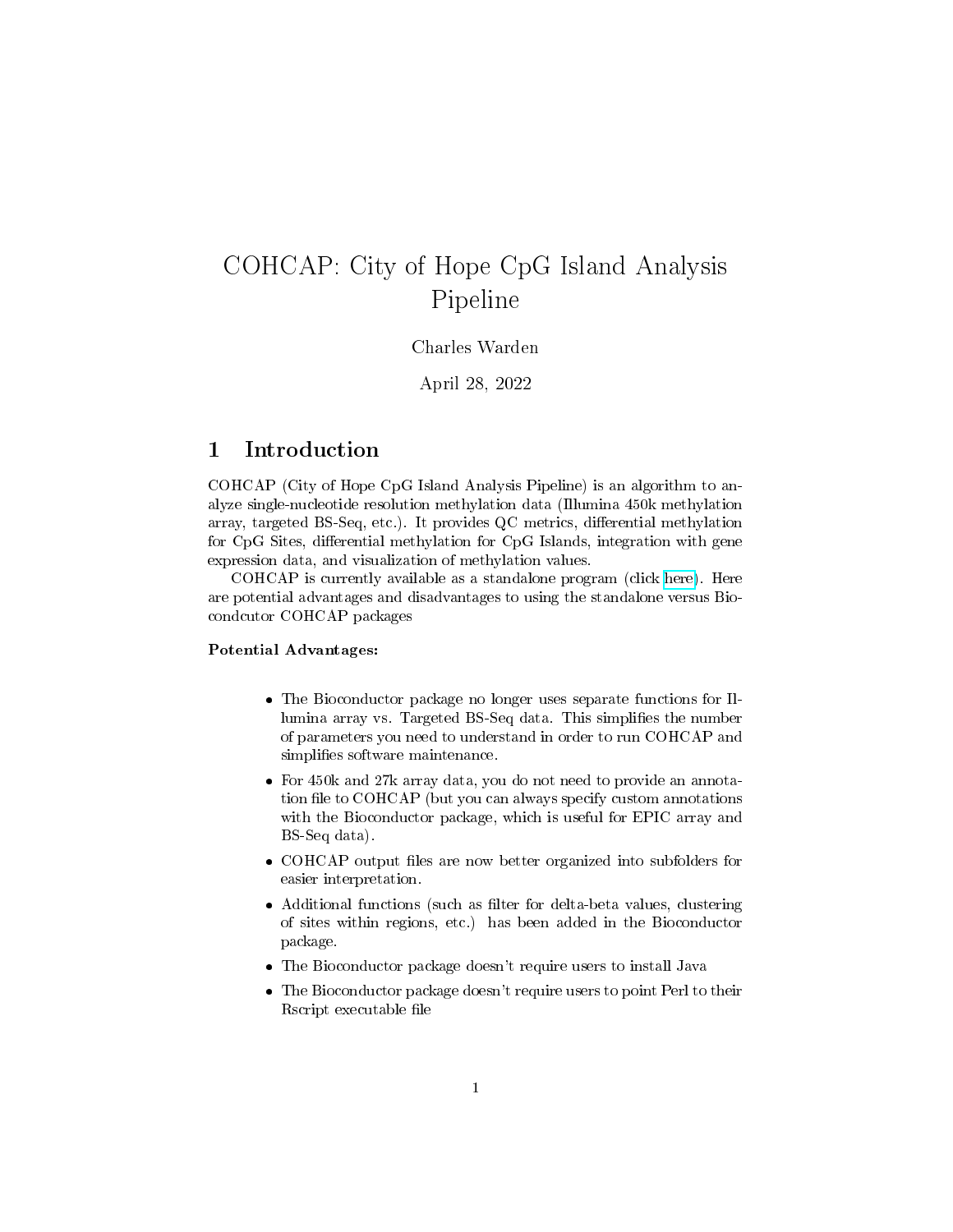#  COHCAP: City of Hope CpG Island Analysis Pipeline

Charles Warden

April 28, 2022

## 1 Introduction

COHCAP (City of Hope CpG Island Analysis Pipeline) is an algorithm to analyze single-nucleotide resolution methylation data (Illumina 450k methylation array, targeted BS-Seq, etc.). It provides QC metrics, differential methylation for CpG Sites, differential methylation for CpG Islands, integration with gene expression data, and visualization of methylation values.

COHCAP is currently available as a standalone program (click here). Here are potential advantages and disadvantages to using the standalone versus Biocondcutor COHCAP packages

**Potential Advantages:**

- The Bioconductor package no longer uses separate functions for Illumina array vs. Targeted BS-Seq data. This simplifies the number of parameters you need to understand in order to run COHCAP and simplifies software maintenance.
- For 450k and 27k array data, you do not need to provide an annotation file to COHCAP (but you can always specify custom annotations with the Bioconductor package, which is useful for EPIC array and BS-Seq data).
- COHCAP output files are now better organized into subfolders for easier interpretation.
- Additional functions (such as filter for delta-beta values, clustering of sites within regions, etc.) has been added in the Bioconductor package.
- The Bioconductor package doesn't require users to install Java
- The Bioconductor package doesn't require users to point Perl to their Rscript executable file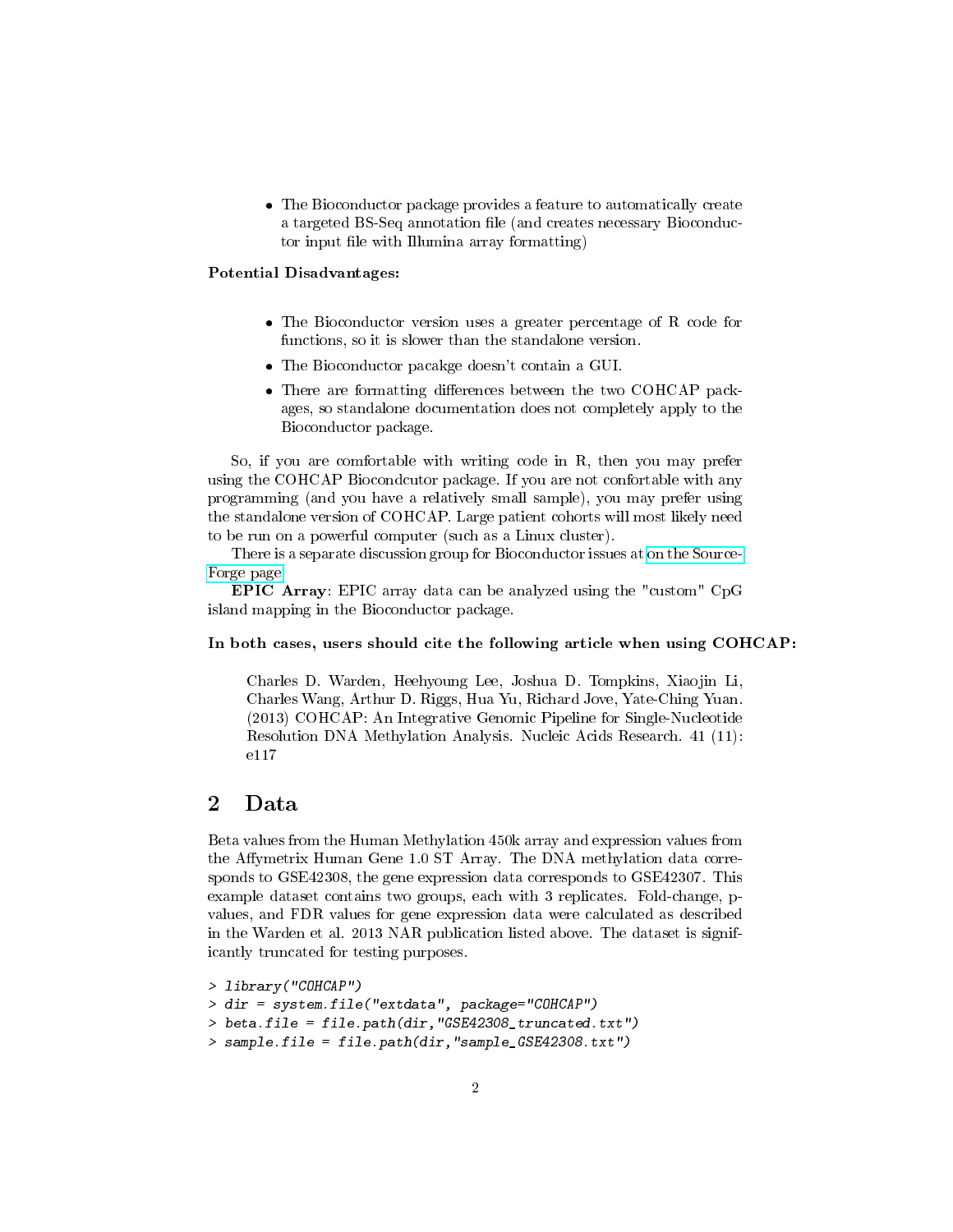- The Bioconductor package provides a feature to automatically create a targeted BS-Seq annotation file (and creates necessary Bioconductor input file with Illumina array formatting)

**Potential Disadvantages:**

- The Bioconductor version uses a greater percentage of R code for functions, so it is slower than the standalone version.
- The Bioconductor pacakge doesn't contain a GUI.
- There are formatting differences between the two COHCAP packages, so standalone documentation does not completely apply to the Bioconductor package.

So, if you are comfortable with writing code in R, then you may prefer using the COHCAP Biocondcutor package. If you are not confortable with any programming (and you have a relatively small sample), you may prefer using the standalone version of COHCAP. Large patient cohorts will most likely need to be run on a powerful computer (such as a Linux cluster).

There is a separate discussion group for Bioconductor issues at on the SourceForge page

**EPIC Array**: EPIC array data can be analyzed using the "custom" CpG island mapping in the Bioconductor package.

**In both cases, users should cite the following article when using COHCAP:**

> Charles D. Warden, Heehyoung Lee, Joshua D. Tompkins, Xiaojin Li, Charles Wang, Arthur D. Riggs, Hua Yu, Richard Jove, Yate-Ching Yuan. (2013) COHCAP: An Integrative Genomic Pipeline for Single-Nucleotide Resolution DNA Methylation Analysis. Nucleic Acids Research. 41 (11): e117

## 2 Data

Beta values from the Human Methylation 450k array and expression values from the Affymetrix Human Gene 1.0 ST Array. The DNA methylation data corresponds to GSE42308, the gene expression data corresponds to GSE42307. This example dataset contains two groups, each with 3 replicates. Fold-change, p-values, and FDR values for gene expression data were calculated as described in the Warden et al. 2013 NAR publication listed above. The dataset is significantly truncated for testing purposes.

```
> library("COHCAP")
> dir = system.file("extdata", package="COHCAP")
> beta.file = file.path(dir,"GSE42308_truncated.txt")
> sample.file = file.path(dir,"sample_GSE42308.txt")
```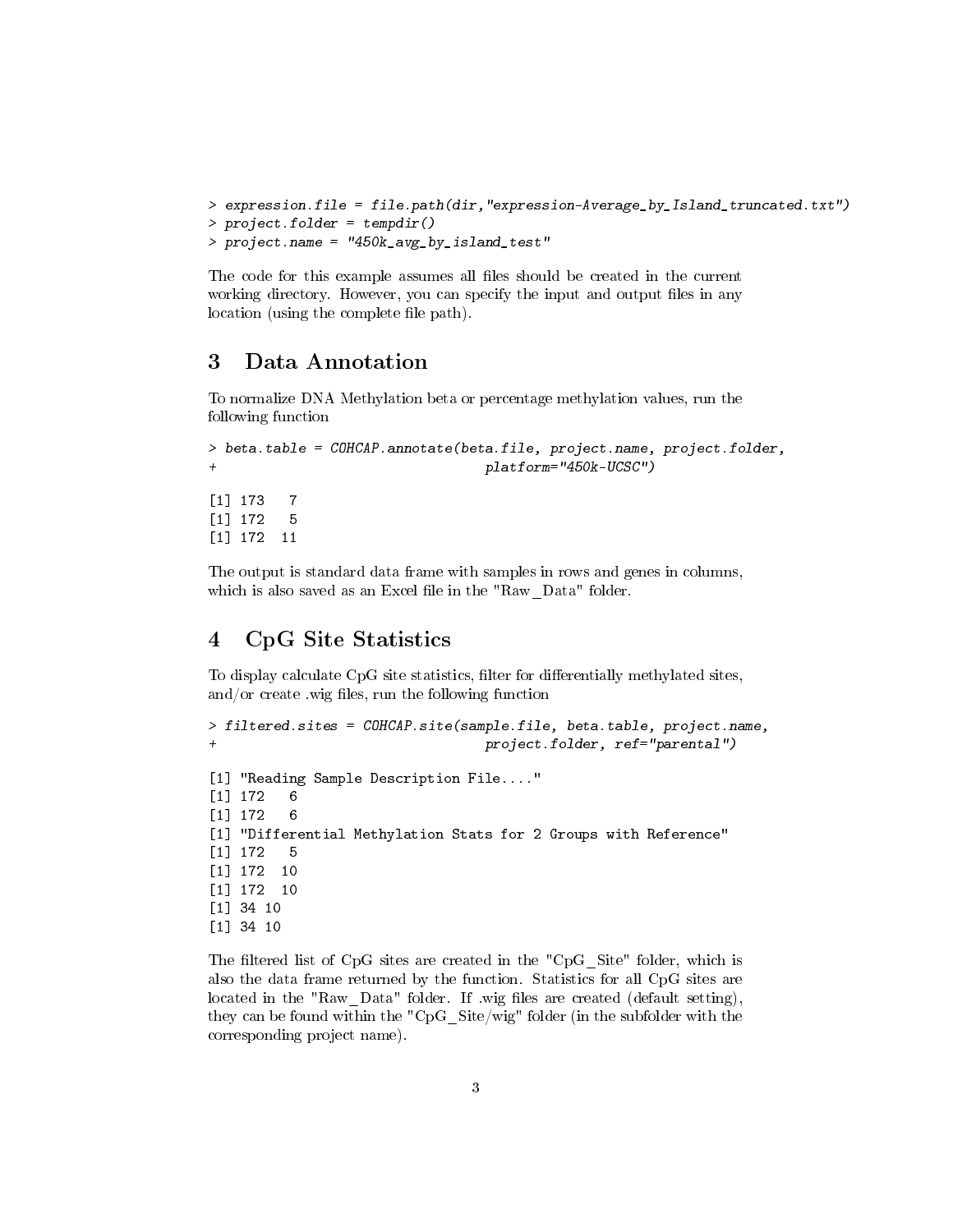```
> expression.file = file.path(dir,"expression-Average_by_Island_truncated.txt")
> project.folder = tempdir()
> project.name = "450k_avg_by_island_test"
```

The code for this example assumes all files should be created in the current working directory. However, you can specify the input and output files in any location (using the complete file path).

# 3 Data Annotation

To normalize DNA Methylation beta or percentage methylation values, run the following function

```
> beta.table = COHCAP.annotate(beta.file, project.name, project.folder,
+                                  platform="450k-UCSC")

[1] 173   7
[1] 172   5
[1] 172  11
```

The output is standard data frame with samples in rows and genes in columns, which is also saved as an Excel file in the "Raw_Data" folder.

# 4 CpG Site Statistics

To display calculate CpG site statistics, filter for differentially methylated sites, and/or create .wig files, run the following function

```
> filtered.sites = COHCAP.site(sample.file, beta.table, project.name,
+                                  project.folder, ref="parental")

[1] "Reading Sample Description File...."
[1] 172   6
[1] 172   6
[1] "Differential Methylation Stats for 2 Groups with Reference"
[1] 172   5
[1] 172  10
[1] 172  10
[1] 34 10
[1] 34 10
```

The filtered list of CpG sites are created in the "CpG_Site" folder, which is also the data frame returned by the function. Statistics for all CpG sites are located in the "Raw_Data" folder. If .wig files are created (default setting), they can be found within the "CpG_Site/wig" folder (in the subfolder with the corresponding project name).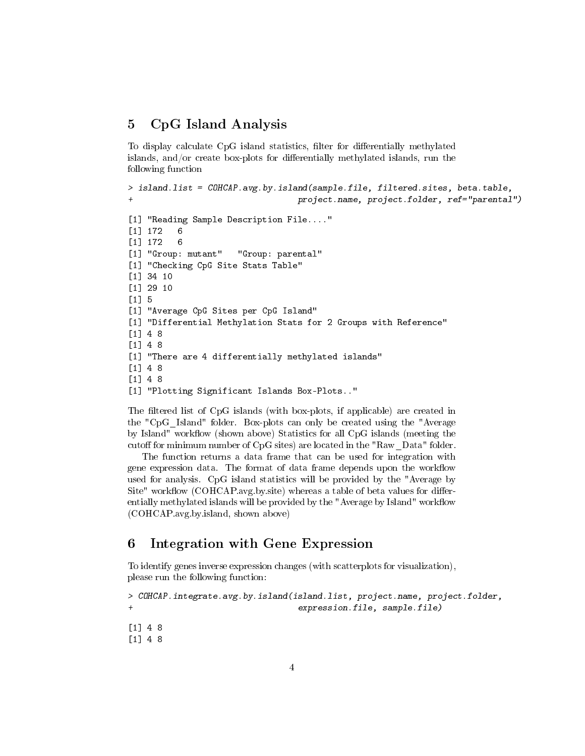## 5 CpG Island Analysis

To display calculate CpG island statistics, filter for differentially methylated islands, and/or create box-plots for differentially methylated islands, run the following function

```
> island.list = COHCAP.avg.by.island(sample.file, filtered.sites, beta.table,
+                                    project.name, project.folder, ref="parental")

[1] "Reading Sample Description File...."
[1] 172   6
[1] 172   6
[1] "Group: mutant"   "Group: parental"
[1] "Checking CpG Site Stats Table"
[1] 34 10
[1] 29 10
[1] 5
[1] "Average CpG Sites per CpG Island"
[1] "Differential Methylation Stats for 2 Groups with Reference"
[1] 4 8
[1] 4 8
[1] "There are 4 differentially methylated islands"
[1] 4 8
[1] 4 8
[1] "Plotting Significant Islands Box-Plots.."
```

The filtered list of CpG islands (with box-plots, if applicable) are created in the "CpG_Island" folder. Box-plots can only be created using the "Average by Island" workflow (shown above) Statistics for all CpG islands (meeting the cutoff for minimum number of CpG sites) are located in the "Raw_Data" folder.

The function returns a data frame that can be used for integration with gene expression data. The format of data frame depends upon the workflow used for analysis. CpG island statistics will be provided by the "Average by Site" workflow (COHCAP.avg.by.site) whereas a table of beta values for differentially methylated islands will be provided by the "Average by Island" workflow (COHCAP.avg.by.island, shown above)

## 6 Integration with Gene Expression

To identify genes inverse expression changes (with scatterplots for visualization), please run the following function:

```
> COHCAP.integrate.avg.by.island(island.list, project.name, project.folder,
+                                expression.file, sample.file)

[1] 4 8
[1] 4 8
```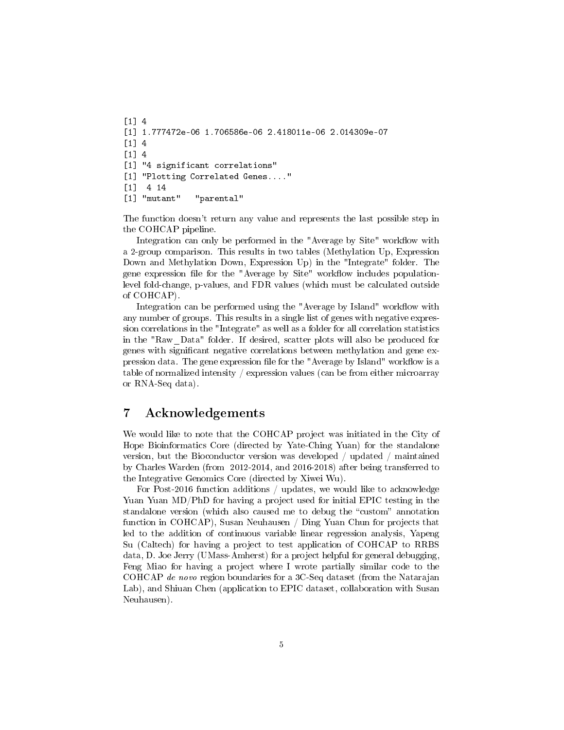```
[1] 4
[1] 1.777472e-06 1.706586e-06 2.418011e-06 2.014309e-07
[1] 4
[1] 4
[1] "4 significant correlations"
[1] "Plotting Correlated Genes...."
[1]  4 14
[1] "mutant"   "parental"
```

The function doesn't return any value and represents the last possible step in the COHCAP pipeline.

Integration can only be performed in the "Average by Site" workflow with a 2-group comparison. This results in two tables (Methylation Up, Expression Down and Methylation Down, Expression Up) in the "Integrate" folder. The gene expression file for the "Average by Site" workflow includes population-level fold-change, p-values, and FDR values (which must be calculated outside of COHCAP).

Integration can be performed using the "Average by Island" workflow with any number of groups. This results in a single list of genes with negative expression correlations in the "Integrate" as well as a folder for all correlation statistics in the "Raw_Data" folder. If desired, scatter plots will also be produced for genes with significant negative correlations between methylation and gene expression data. The gene expression file for the "Average by Island" workflow is a table of normalized intensity / expression values (can be from either microarray or RNA-Seq data).

## 7 Acknowledgements

We would like to note that the COHCAP project was initiated in the City of Hope Bioinformatics Core (directed by Yate-Ching Yuan) for the standalone version, but the Bioconductor version was developed / updated / maintained by Charles Warden (from 2012-2014, and 2016-2018) after being transferred to the Integrative Genomics Core (directed by Xiwei Wu).

For Post-2016 function additions / updates, we would like to acknowledge Yuan Yuan MD/PhD for having a project used for initial EPIC testing in the standalone version (which also caused me to debug the "custom" annotation function in COHCAP), Susan Neuhausen / Ding Yuan Chun for projects that led to the addition of continuous variable linear regression analysis, Yapeng Su (Caltech) for having a project to test application of COHCAP to RRBS data, D. Joe Jerry (UMass-Amherst) for a project helpful for general debugging, Feng Miao for having a project where I wrote partially similar code to the COHCAP *de novo* region boundaries for a 3C-Seq dataset (from the Natarajan Lab), and Shiuan Chen (application to EPIC dataset, collaboration with Susan Neuhausen).